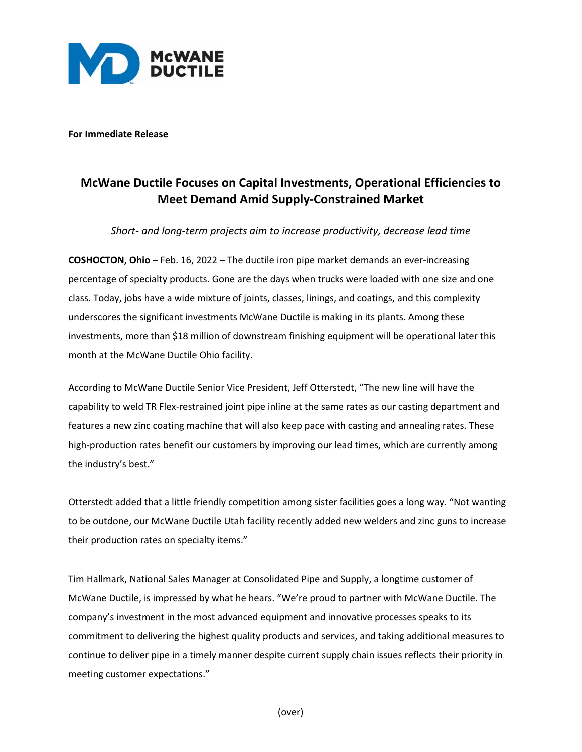**For Immediate Release**

# McWane Ductile Focuses on Capital Investments, Operational Efficiencies to Meet Demand Amid Supply-Constrained Market

*Short- and long-term projects aim to increase productivity, decrease lead time*

**COSHOCTON, Ohio** – Feb. 16, 2022 – The ductile iron pipe market demands an ever-increasing percentage of specialty products. Gone are the days when trucks were loaded with one size and one class. Today, jobs have a wide mixture of joints, classes, linings, and coatings, and this complexity underscores the significant investments McWane Ductile is making in its plants. Among these investments, more than $18 million of downstream finishing equipment will be operational later this month at the McWane Ductile Ohio facility.

According to McWane Ductile Senior Vice President, Jeff Otterstedt, "The new line will have the capability to weld TR Flex-restrained joint pipe inline at the same rates as our casting department and features a new zinc coating machine that will also keep pace with casting and annealing rates. These high-production rates benefit our customers by improving our lead times, which are currently among the industry's best."

Otterstedt added that a little friendly competition among sister facilities goes a long way. "Not wanting to be outdone, our McWane Ductile Utah facility recently added new welders and zinc guns to increase their production rates on specialty items."

Tim Hallmark, National Sales Manager at Consolidated Pipe and Supply, a longtime customer of McWane Ductile, is impressed by what he hears. "We're proud to partner with McWane Ductile. The company's investment in the most advanced equipment and innovative processes speaks to its commitment to delivering the highest quality products and services, and taking additional measures to continue to deliver pipe in a timely manner despite current supply chain issues reflects their priority in meeting customer expectations."

(over)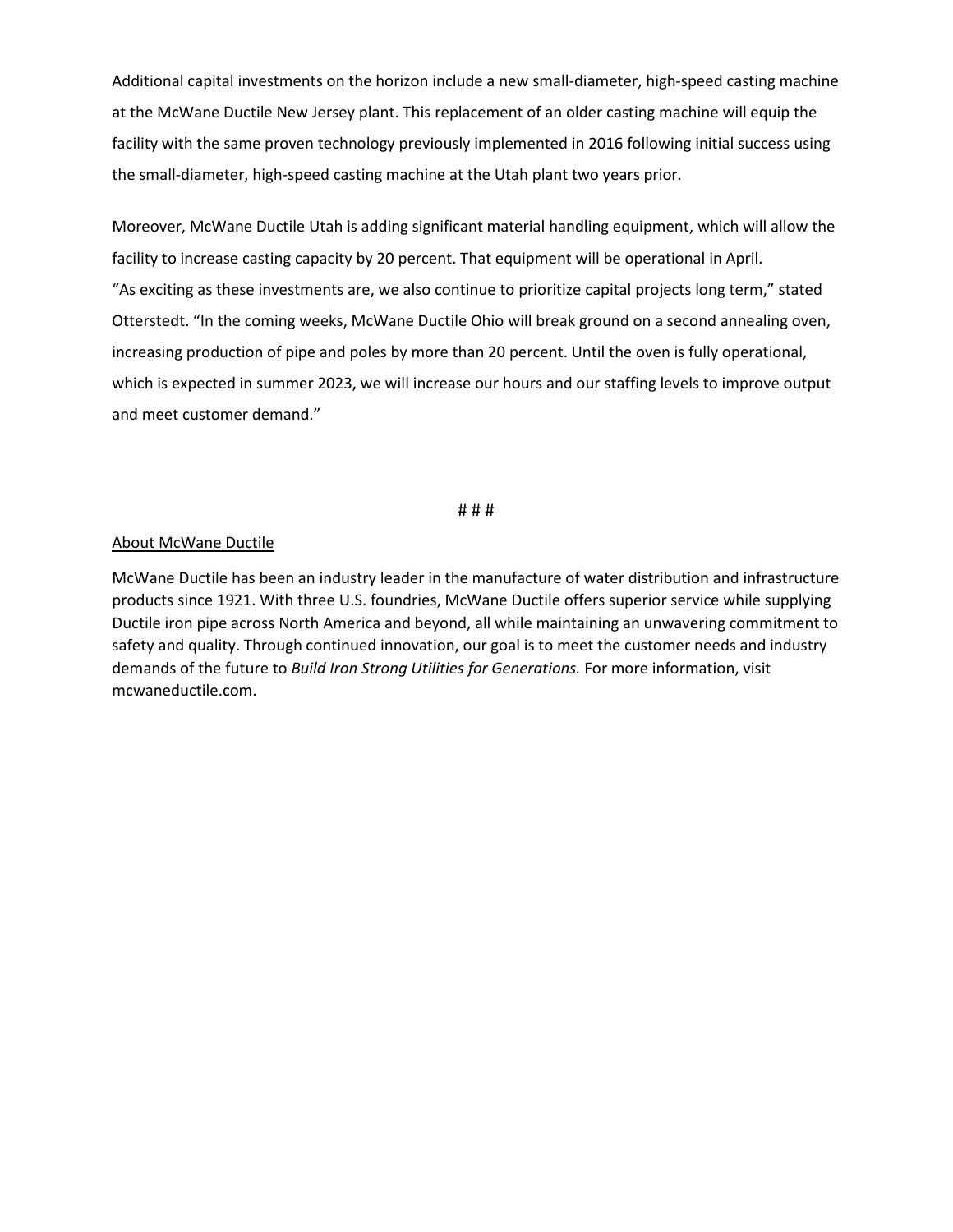Additional capital investments on the horizon include a new small-diameter, high-speed casting machine at the McWane Ductile New Jersey plant. This replacement of an older casting machine will equip the facility with the same proven technology previously implemented in 2016 following initial success using the small-diameter, high-speed casting machine at the Utah plant two years prior.

Moreover, McWane Ductile Utah is adding significant material handling equipment, which will allow the facility to increase casting capacity by 20 percent. That equipment will be operational in April.
"As exciting as these investments are, we also continue to prioritize capital projects long term," stated Otterstedt. "In the coming weeks, McWane Ductile Ohio will break ground on a second annealing oven, increasing production of pipe and poles by more than 20 percent. Until the oven is fully operational, which is expected in summer 2023, we will increase our hours and our staffing levels to improve output and meet customer demand."

# # #

About McWane Ductile

McWane Ductile has been an industry leader in the manufacture of water distribution and infrastructure products since 1921. With three U.S. foundries, McWane Ductile offers superior service while supplying Ductile iron pipe across North America and beyond, all while maintaining an unwavering commitment to safety and quality. Through continued innovation, our goal is to meet the customer needs and industry demands of the future to *Build Iron Strong Utilities for Generations.* For more information, visit mcwaneductile.com.